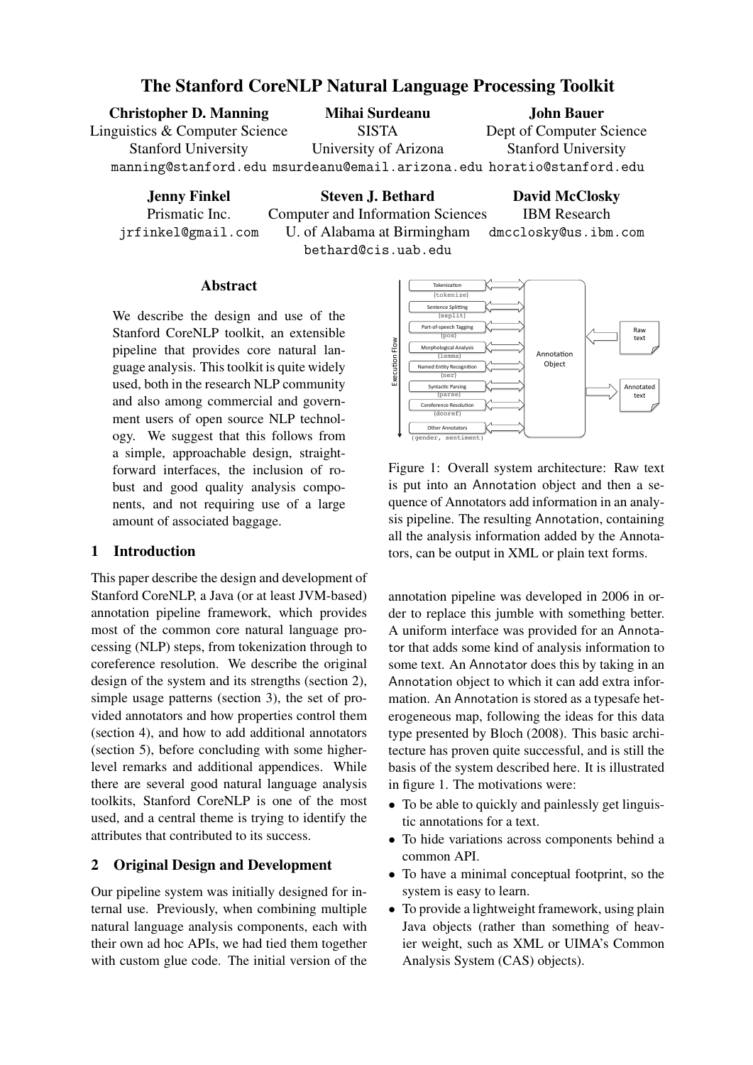# The Stanford CoreNLP Natural Language Processing Toolkit

**Christopher D. Manning**
Linguistics & Computer Science
Stanford University
manning@stanford.edu

**Mihai Surdeanu**
SISTA
University of Arizona
msurdeanu@email.arizona.edu

**John Bauer**
Dept of Computer Science
Stanford University
horatio@stanford.edu

**Jenny Finkel**
Prismatic Inc.
jrfinkel@gmail.com

**Steven J. Bethard**
Computer and Information Sciences
U. of Alabama at Birmingham
bethard@cis.uab.edu

**David McClosky**
IBM Research
dmcclosky@us.ibm.com

## Abstract

We describe the design and use of the Stanford CoreNLP toolkit, an extensible pipeline that provides core natural language analysis. This toolkit is quite widely used, both in the research NLP community and also among commercial and government users of open source NLP technology. We suggest that this follows from a simple, approachable design, straightforward interfaces, the inclusion of robust and good quality analysis components, and not requiring use of a large amount of associated baggage.

## 1 Introduction

This paper describe the design and development of Stanford CoreNLP, a Java (or at least JVM-based) annotation pipeline framework, which provides most of the common core natural language processing (NLP) steps, from tokenization through to coreference resolution. We describe the original design of the system and its strengths (section 2), simple usage patterns (section 3), the set of provided annotators and how properties control them (section 4), and how to add additional annotators (section 5), before concluding with some higher-level remarks and additional appendices. While there are several good natural language analysis toolkits, Stanford CoreNLP is one of the most used, and a central theme is trying to identify the attributes that contributed to its success.

## 2 Original Design and Development

Our pipeline system was initially designed for internal use. Previously, when combining multiple natural language analysis components, each with their own ad hoc APIs, we had tied them together with custom glue code. The initial version of the annotation pipeline was developed in 2006 in order to replace this jumble with something better. A uniform interface was provided for an Annotator that adds some kind of analysis information to some text. An Annotator does this by taking in an Annotation object to which it can add extra information. An Annotation is stored as a typesafe heterogeneous map, following the ideas for this data type presented by Bloch (2008). This basic architecture has proven quite successful, and is still the basis of the system described here. It is illustrated in figure 1. The motivations were:

- To be able to quickly and painlessly get linguistic annotations for a text.
- To hide variations across components behind a common API.
- To have a minimal conceptual footprint, so the system is easy to learn.
- To provide a lightweight framework, using plain Java objects (rather than something of heavier weight, such as XML or UIMA's Common Analysis System (CAS) objects).

Figure 1: Overall system architecture: Raw text is put into an Annotation object and then a sequence of Annotators add information in an analysis pipeline. The resulting Annotation, containing all the analysis information added by the Annotators, can be output in XML or plain text forms.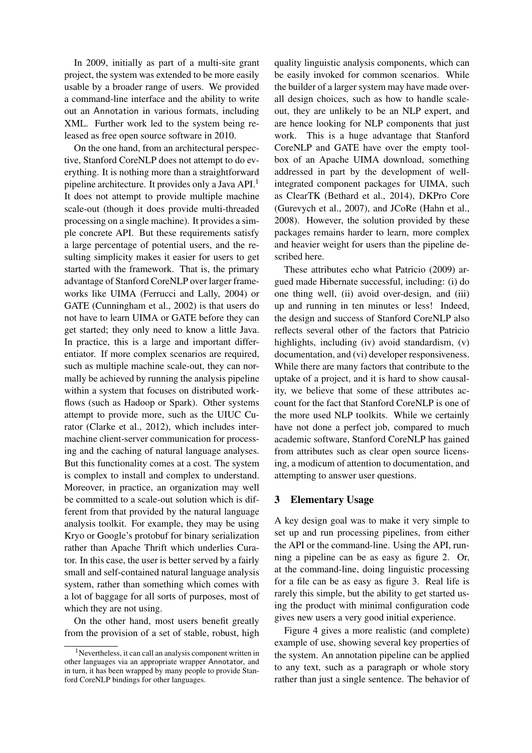In 2009, initially as part of a multi-site grant project, the system was extended to be more easily usable by a broader range of users. We provided a command-line interface and the ability to write out an Annotation in various formats, including XML. Further work led to the system being released as free open source software in 2010.

On the one hand, from an architectural perspective, Stanford CoreNLP does not attempt to do everything. It is nothing more than a straightforward pipeline architecture. It provides only a Java API.[1] It does not attempt to provide multiple machine scale-out (though it does provide multi-threaded processing on a single machine). It provides a simple concrete API. But these requirements satisfy a large percentage of potential users, and the resulting simplicity makes it easier for users to get started with the framework. That is, the primary advantage of Stanford CoreNLP over larger frameworks like UIMA (Ferrucci and Lally, 2004) or GATE (Cunningham et al., 2002) is that users do not have to learn UIMA or GATE before they can get started; they only need to know a little Java. In practice, this is a large and important differentiator. If more complex scenarios are required, such as multiple machine scale-out, they can normally be achieved by running the analysis pipeline within a system that focuses on distributed workflows (such as Hadoop or Spark). Other systems attempt to provide more, such as the UIUC Curator (Clarke et al., 2012), which includes inter-machine client-server communication for processing and the caching of natural language analyses. But this functionality comes at a cost. The system is complex to install and complex to understand. Moreover, in practice, an organization may well be committed to a scale-out solution which is different from that provided by the natural language analysis toolkit. For example, they may be using Kryo or Google's protobuf for binary serialization rather than Apache Thrift which underlies Curator. In this case, the user is better served by a fairly small and self-contained natural language analysis system, rather than something which comes with a lot of baggage for all sorts of purposes, most of which they are not using.

On the other hand, most users benefit greatly from the provision of a set of stable, robust, high quality linguistic analysis components, which can be easily invoked for common scenarios. While the builder of a larger system may have made overall design choices, such as how to handle scale-out, they are unlikely to be an NLP expert, and are hence looking for NLP components that just work. This is a huge advantage that Stanford CoreNLP and GATE have over the empty toolbox of an Apache UIMA download, something addressed in part by the development of well-integrated component packages for UIMA, such as ClearTK (Bethard et al., 2014), DKPro Core (Gurevych et al., 2007), and JCoRe (Hahn et al., 2008). However, the solution provided by these packages remains harder to learn, more complex and heavier weight for users than the pipeline described here.

These attributes echo what Patricio (2009) argued made Hibernate successful, including: (i) do one thing well, (ii) avoid over-design, and (iii) up and running in ten minutes or less! Indeed, the design and success of Stanford CoreNLP also reflects several other of the factors that Patricio highlights, including (iv) avoid standardism, (v) documentation, and (vi) developer responsiveness. While there are many factors that contribute to the uptake of a project, and it is hard to show causality, we believe that some of these attributes account for the fact that Stanford CoreNLP is one of the more used NLP toolkits. While we certainly have not done a perfect job, compared to much academic software, Stanford CoreNLP has gained from attributes such as clear open source licensing, a modicum of attention to documentation, and attempting to answer user questions.

## 3 Elementary Usage

A key design goal was to make it very simple to set up and run processing pipelines, from either the API or the command-line. Using the API, running a pipeline can be as easy as figure 2. Or, at the command-line, doing linguistic processing for a file can be as easy as figure 3. Real life is rarely this simple, but the ability to get started using the product with minimal configuration code gives new users a very good initial experience.

Figure 4 gives a more realistic (and complete) example of use, showing several key properties of the system. An annotation pipeline can be applied to any text, such as a paragraph or whole story rather than just a single sentence. The behavior of

[1] Nevertheless, it can call an analysis component written in other languages via an appropriate wrapper Annotator, and in turn, it has been wrapped by many people to provide Stanford CoreNLP bindings for other languages.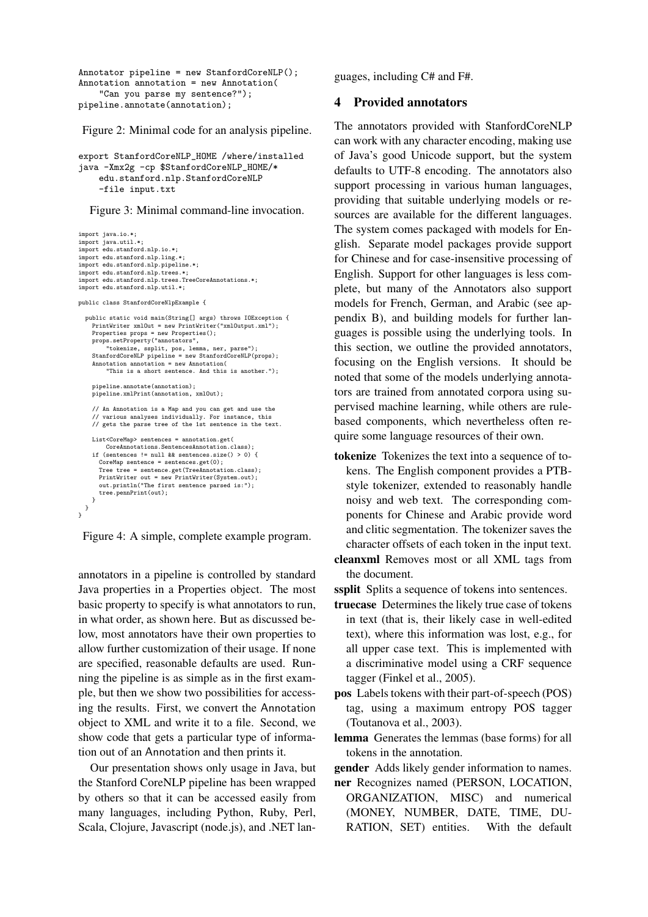```
Annotator pipeline = new StanfordCoreNLP();
Annotation annotation = new Annotation(
    "Can you parse my sentence?");
pipeline.annotate(annotation);
```

Figure 2: Minimal code for an analysis pipeline.

```
export StanfordCoreNLP_HOME /where/installed
java -Xmx2g -cp $StanfordCoreNLP_HOME/*
    edu.stanford.nlp.StanfordCoreNLP
    -file input.txt
```

Figure 3: Minimal command-line invocation.

```
import java.io.*;
import java.util.*;
import edu.stanford.nlp.io.*;
import edu.stanford.nlp.ling.*;
import edu.stanford.nlp.pipeline.*;
import edu.stanford.nlp.trees.*;
import edu.stanford.nlp.trees.TreeCoreAnnotations.*;
import edu.stanford.nlp.util.*;

public class StanfordCoreNlpExample {

  public static void main(String[] args) throws IOException {
    PrintWriter xmlOut = new PrintWriter("xmlOutput.xml");
    Properties props = new Properties();
    props.setProperty("annotators",
        "tokenize, ssplit, pos, lemma, ner, parse");
    StanfordCoreNLP pipeline = new StanfordCoreNLP(props);
    Annotation annotation = new Annotation(
        "This is a short sentence. And this is another.");

    pipeline.annotate(annotation);
    pipeline.xmlPrint(annotation, xmlOut);

    // An Annotation is a Map and you can get and use the
    // various analyses individually. For instance, this
    // gets the parse tree of the 1st sentence in the text.

    List<CoreMap> sentences = annotation.get(
        CoreAnnotations.SentencesAnnotation.class);
    if (sentences != null && sentences.size() > 0) {
      CoreMap sentence = sentences.get(0);
      Tree tree = sentence.get(TreeAnnotation.class);
      PrintWriter out = new PrintWriter(System.out);
      out.println("The first sentence parsed is:");
      tree.pennPrint(out);
    }
  }
}
```

Figure 4: A simple, complete example program.

annotators in a pipeline is controlled by standard Java properties in a Properties object. The most basic property to specify is what annotators to run, in what order, as shown here. But as discussed below, most annotators have their own properties to allow further customization of their usage. If none are specified, reasonable defaults are used. Running the pipeline is as simple as in the first example, but then we show two possibilities for accessing the results. First, we convert the Annotation object to XML and write it to a file. Second, we show code that gets a particular type of information out of an Annotation and then prints it.

Our presentation shows only usage in Java, but the Stanford CoreNLP pipeline has been wrapped by others so that it can be accessed easily from many languages, including Python, Ruby, Perl, Scala, Clojure, Javascript (node.js), and .NET languages, including C# and F#.

## 4 Provided annotators

The annotators provided with StanfordCoreNLP can work with any character encoding, making use of Java's good Unicode support, but the system defaults to UTF-8 encoding. The annotators also support processing in various human languages, providing that suitable underlying models or resources are available for the different languages. The system comes packaged with models for English. Separate model packages provide support for Chinese and for case-insensitive processing of English. Support for other languages is less complete, but many of the Annotators also support models for French, German, and Arabic (see appendix B), and building models for further languages is possible using the underlying tools. In this section, we outline the provided annotators, focusing on the English versions. It should be noted that some of the models underlying annotators are trained from annotated corpora using supervised machine learning, while others are rule-based components, which nevertheless often require some language resources of their own.

**tokenize** Tokenizes the text into a sequence of tokens. The English component provides a PTB-style tokenizer, extended to reasonably handle noisy and web text. The corresponding components for Chinese and Arabic provide word and clitic segmentation. The tokenizer saves the character offsets of each token in the input text.

**cleanxml** Removes most or all XML tags from the document.

**ssplit** Splits a sequence of tokens into sentences.

**truecase** Determines the likely true case of tokens in text (that is, their likely case in well-edited text), where this information was lost, e.g., for all upper case text. This is implemented with a discriminative model using a CRF sequence tagger (Finkel et al., 2005).

**pos** Labels tokens with their part-of-speech (POS) tag, using a maximum entropy POS tagger (Toutanova et al., 2003).

**lemma** Generates the lemmas (base forms) for all tokens in the annotation.

**gender** Adds likely gender information to names.

**ner** Recognizes named (PERSON, LOCATION, ORGANIZATION, MISC) and numerical (MONEY, NUMBER, DATE, TIME, DURATION, SET) entities. With the default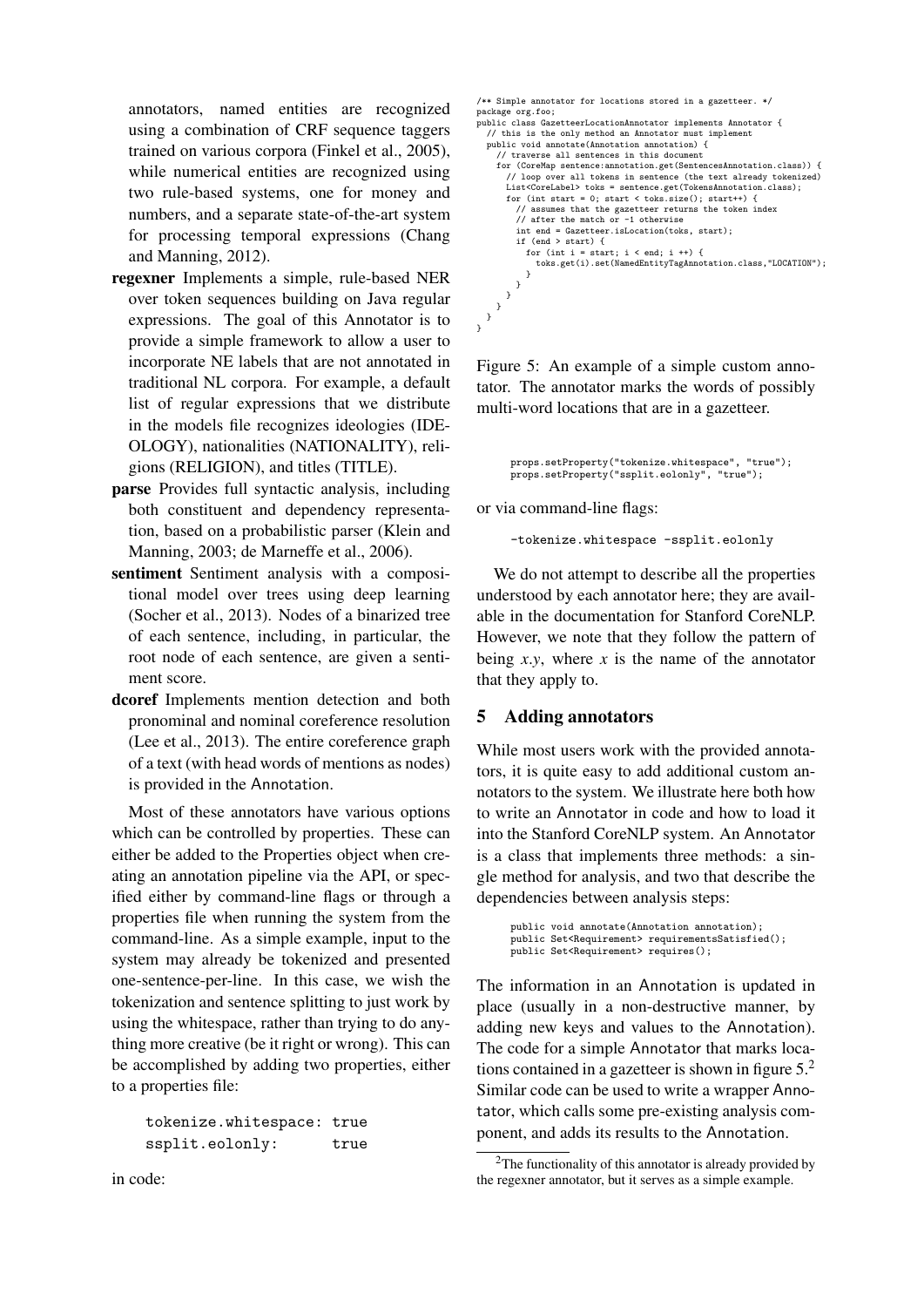annotators, named entities are recognized using a combination of CRF sequence taggers trained on various corpora (Finkel et al., 2005), while numerical entities are recognized using two rule-based systems, one for money and numbers, and a separate state-of-the-art system for processing temporal expressions (Chang and Manning, 2012).

**regexner** Implements a simple, rule-based NER over token sequences building on Java regular expressions. The goal of this Annotator is to provide a simple framework to allow a user to incorporate NE labels that are not annotated in traditional NL corpora. For example, a default list of regular expressions that we distribute in the models file recognizes ideologies (IDEOLOGY), nationalities (NATIONALITY), religions (RELIGION), and titles (TITLE).

**parse** Provides full syntactic analysis, including both constituent and dependency representation, based on a probabilistic parser (Klein and Manning, 2003; de Marneffe et al., 2006).

**sentiment** Sentiment analysis with a compositional model over trees using deep learning (Socher et al., 2013). Nodes of a binarized tree of each sentence, including, in particular, the root node of each sentence, are given a sentiment score.

**dcoref** Implements mention detection and both pronominal and nominal coreference resolution (Lee et al., 2013). The entire coreference graph of a text (with head words of mentions as nodes) is provided in the Annotation.

Most of these annotators have various options which can be controlled by properties. These can either be added to the Properties object when creating an annotation pipeline via the API, or specified either by command-line flags or through a properties file when running the system from the command-line. As a simple example, input to the system may already be tokenized and presented one-sentence-per-line. In this case, we wish the tokenization and sentence splitting to just work by using the whitespace, rather than trying to do anything more creative (be it right or wrong). This can be accomplished by adding two properties, either to a properties file:

```
tokenize.whitespace: true
ssplit.eolonly:      true
```

in code:

```
props.setProperty("tokenize.whitespace", "true");
props.setProperty("ssplit.eolonly", "true");
```

or via command-line flags:

```
-tokenize.whitespace -ssplit.eolonly
```

We do not attempt to describe all the properties understood by each annotator here; they are available in the documentation for Stanford CoreNLP. However, we note that they follow the pattern of being *x.y*, where *x* is the name of the annotator that they apply to.

```
/** Simple annotator for locations stored in a gazetteer. */
package org.foo;
public class GazetteerLocationAnnotator implements Annotator {
  // this is the only method an Annotator must implement
  public void annotate(Annotation annotation) {
    // traverse all sentences in this document
    for (CoreMap sentence:annotation.get(SentencesAnnotation.class)) {
      // loop over all tokens in sentence (the text already tokenized)
      List<CoreLabel> toks = sentence.get(TokensAnnotation.class);
      for (int start = 0; start < toks.size(); start++) {
        // assumes that the gazetteer returns the token index
        // after the match or -1 otherwise
        int end = Gazetteer.isLocation(toks, start);
        if (end > start) {
          for (int i = start; i < end; i ++) {
            toks.get(i).set(NamedEntityTagAnnotation.class,"LOCATION");
          }
        }
      }
    }
  }
}
```

Figure 5: An example of a simple custom annotator. The annotator marks the words of possibly multi-word locations that are in a gazetteer.

## 5 Adding annotators

While most users work with the provided annotators, it is quite easy to add additional custom annotators to the system. We illustrate here both how to write an Annotator in code and how to load it into the Stanford CoreNLP system. An Annotator is a class that implements three methods: a single method for analysis, and two that describe the dependencies between analysis steps:

```
public void annotate(Annotation annotation);
public Set<Requirement> requirementsSatisfied();
public Set<Requirement> requires();
```

The information in an Annotation is updated in place (usually in a non-destructive manner, by adding new keys and values to the Annotation). The code for a simple Annotator that marks locations contained in a gazetteer is shown in figure 5.[2] Similar code can be used to write a wrapper Annotator, which calls some pre-existing analysis component, and adds its results to the Annotation.

[2]The functionality of this annotator is already provided by the regexner annotator, but it serves as a simple example.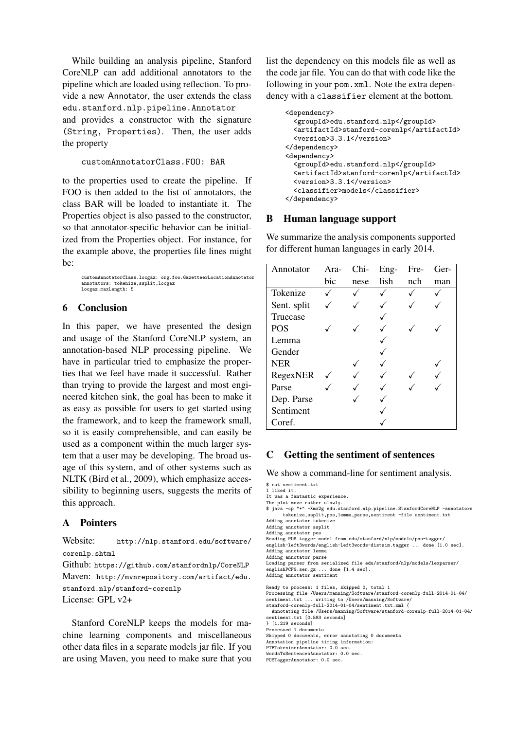While building an analysis pipeline, Stanford CoreNLP can add additional annotators to the pipeline which are loaded using reflection. To provide a new Annotator, the user extends the class `edu.stanford.nlp.pipeline.Annotator` and provides a constructor with the signature `(String, Properties)`. Then, the user adds the property

```
customAnnotatorClass.FOO: BAR
```

to the properties used to create the pipeline. If FOO is then added to the list of annotators, the class BAR will be loaded to instantiate it. The Properties object is also passed to the constructor, so that annotator-specific behavior can be initialized from the Properties object. For instance, for the example above, the properties file lines might be:

```
customAnnotatorClass.locgaz: org.foo.GazetteerLocationAnnotator
annotators: tokenize,ssplit,locgaz
locgaz.maxLength: 5
```

## 6 Conclusion

In this paper, we have presented the design and usage of the Stanford CoreNLP system, an annotation-based NLP processing pipeline. We have in particular tried to emphasize the properties that we feel have made it successful. Rather than trying to provide the largest and most engineered kitchen sink, the goal has been to make it as easy as possible for users to get started using the framework, and to keep the framework small, so it is easily comprehensible, and can easily be used as a component within the much larger system that a user may be developing. The broad usage of this system, and of other systems such as NLTK (Bird et al., 2009), which emphasize accessibility to beginning users, suggests the merits of this approach.

## A Pointers

Website: http://nlp.stanford.edu/software/corenlp.shtml
Github: https://github.com/stanfordnlp/CoreNLP
Maven: http://mvnrepository.com/artifact/edu.stanford.nlp/stanford-corenlp
License: GPL v2+

Stanford CoreNLP keeps the models for machine learning components and miscellaneous other data files in a separate models jar file. If you are using Maven, you need to make sure that you list the dependency on this models file as well as the code jar file. You can do that with code like the following in your `pom.xml`. Note the extra dependency with a `classifier` element at the bottom.

```
<dependency>
  <groupId>edu.stanford.nlp</groupId>
  <artifactId>stanford-corenlp</artifactId>
  <version>3.3.1</version>
</dependency>
<dependency>
  <groupId>edu.stanford.nlp</groupId>
  <artifactId>stanford-corenlp</artifactId>
  <version>3.3.1</version>
  <classifier>models</classifier>
</dependency>
```

## B Human language support

We summarize the analysis components supported for different human languages in early 2014.

| Annotator | Arabic | Chinese | English | French | German |
|---|---|---|---|---|---|
| Tokenize | ✓ | ✓ | ✓ | ✓ | ✓ |
| Sent. split | ✓ | ✓ | ✓ | ✓ | ✓ |
| Truecase | | | ✓ | | |
| POS | ✓ | ✓ | ✓ | ✓ | ✓ |
| Lemma | | | ✓ | | |
| Gender | | | ✓ | | |
| NER | | ✓ | ✓ | | ✓ |
| RegexNER | ✓ | ✓ | ✓ | ✓ | ✓ |
| Parse | ✓ | ✓ | ✓ | ✓ | ✓ |
| Dep. Parse | | ✓ | ✓ | | |
| Sentiment | | | ✓ | | |
| Coref. | | | ✓ | | |

## C Getting the sentiment of sentences

We show a command-line for sentiment analysis.

```
$ cat sentiment.txt
I liked it.
It was a fantastic experience.
The plot move rather slowly.
$ java -cp "*" -Xmx2g edu.stanford.nlp.pipeline.StanfordCoreNLP -annotators
      tokenize,ssplit,pos,lemma,parse,sentiment -file sentiment.txt
Adding annotator tokenize
Adding annotator ssplit
Adding annotator pos
Reading POS tagger model from edu/stanford/nlp/models/pos-tagger/
english-left3words/english-left3words-distsim.tagger ... done [1.0 sec].
Adding annotator lemma
Adding annotator parse
Loading parser from serialized file edu/stanford/nlp/models/lexparser/
englishPCFG.ser.gz ... done [1.4 sec].
Adding annotator sentiment

Ready to process: 1 files, skipped 0, total 1
Processing file /Users/manning/Software/stanford-corenlp-full-2014-01-04/
sentiment.txt ... writing to /Users/manning/Software/
stanford-corenlp-full-2014-01-04/sentiment.txt.xml {
  Annotating file /Users/manning/Software/stanford-corenlp-full-2014-01-04/
sentiment.txt [0.583 seconds]
} [1.219 seconds]
Processed 1 documents
Skipped 0 documents, error annotating 0 documents
Annotation pipeline timing information:
PTBTokenizerAnnotator: 0.0 sec.
WordsToSentencesAnnotator: 0.0 sec.
POSTaggerAnnotator: 0.0 sec.
```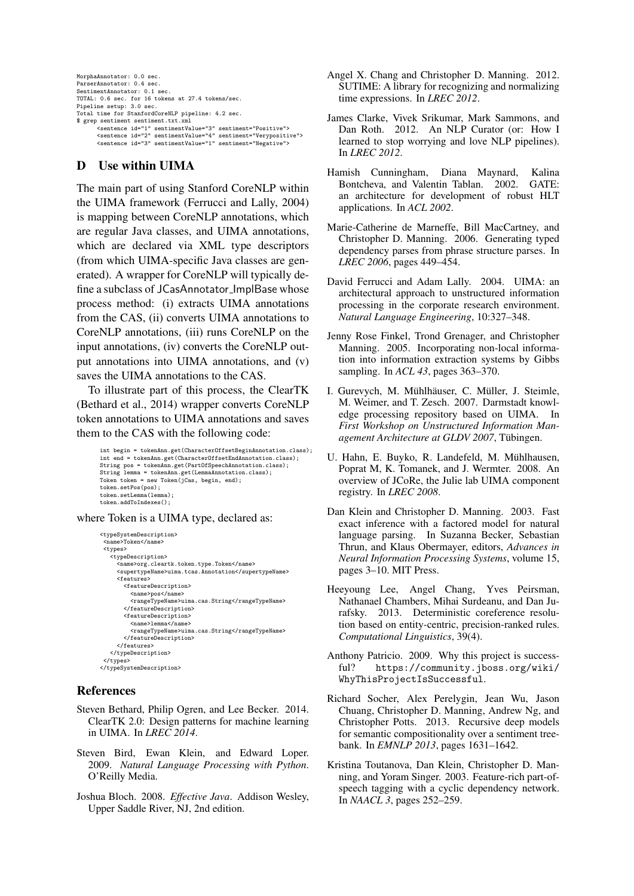```
MorphaAnnotator: 0.0 sec.
ParserAnnotator: 0.4 sec.
SentimentAnnotator: 0.1 sec.
TOTAL: 0.6 sec. for 16 tokens at 27.4 tokens/sec.
Pipeline setup: 3.0 sec.
Total time for StanfordCoreNLP pipeline: 4.2 sec.
$ grep sentiment sentiment.txt.xml
      <sentence id="1" sentimentValue="3" sentiment="Positive">
      <sentence id="2" sentimentValue="4" sentiment="Verypositive">
      <sentence id="3" sentimentValue="1" sentiment="Negative">
```

## D Use within UIMA

The main part of using Stanford CoreNLP within the UIMA framework (Ferrucci and Lally, 2004) is mapping between CoreNLP annotations, which are regular Java classes, and UIMA annotations, which are declared via XML type descriptors (from which UIMA-specific Java classes are generated). A wrapper for CoreNLP will typically define a subclass of JCasAnnotator_ImplBase whose process method: (i) extracts UIMA annotations from the CAS, (ii) converts UIMA annotations to CoreNLP annotations, (iii) runs CoreNLP on the input annotations, (iv) converts the CoreNLP output annotations into UIMA annotations, and (v) saves the UIMA annotations to the CAS.

To illustrate part of this process, the ClearTK (Bethard et al., 2014) wrapper converts CoreNLP token annotations to UIMA annotations and saves them to the CAS with the following code:

```
int begin = tokenAnn.get(CharacterOffsetBeginAnnotation.class);
int end = tokenAnn.get(CharacterOffsetEndAnnotation.class);
String pos = tokenAnn.get(PartOfSpeechAnnotation.class);
String lemma = tokenAnn.get(LemmaAnnotation.class);
Token token = new Token(jCas, begin, end);
token.setPos(pos);
token.setLemma(lemma);
token.addToIndexes();
```

where Token is a UIMA type, declared as:

```
<typeSystemDescription>
 <name>Token</name>
 <types>
   <typeDescription>
     <name>org.cleartk.token.type.Token</name>
     <supertypeName>uima.tcas.Annotation</supertypeName>
     <features>
       <featureDescription>
         <name>pos</name>
         <rangeTypeName>uima.cas.String</rangeTypeName>
       </featureDescription>
       <featureDescription>
         <name>lemma</name>
         <rangeTypeName>uima.cas.String</rangeTypeName>
       </featureDescription>
     </features>
   </typeDescription>
 </types>
</typeSystemDescription>
```

## References

Steven Bethard, Philip Ogren, and Lee Becker. 2014. ClearTK 2.0: Design patterns for machine learning in UIMA. In *LREC 2014*.

Steven Bird, Ewan Klein, and Edward Loper. 2009. *Natural Language Processing with Python*. O'Reilly Media.

Joshua Bloch. 2008. *Effective Java*. Addison Wesley, Upper Saddle River, NJ, 2nd edition.

Angel X. Chang and Christopher D. Manning. 2012. SUTIME: A library for recognizing and normalizing time expressions. In *LREC 2012*.

James Clarke, Vivek Srikumar, Mark Sammons, and Dan Roth. 2012. An NLP Curator (or: How I learned to stop worrying and love NLP pipelines). In *LREC 2012*.

Hamish Cunningham, Diana Maynard, Kalina Bontcheva, and Valentin Tablan. 2002. GATE: an architecture for development of robust HLT applications. In *ACL 2002*.

Marie-Catherine de Marneffe, Bill MacCartney, and Christopher D. Manning. 2006. Generating typed dependency parses from phrase structure parses. In *LREC 2006*, pages 449–454.

David Ferrucci and Adam Lally. 2004. UIMA: an architectural approach to unstructured information processing in the corporate research environment. *Natural Language Engineering*, 10:327–348.

Jenny Rose Finkel, Trond Grenager, and Christopher Manning. 2005. Incorporating non-local information into information extraction systems by Gibbs sampling. In *ACL 43*, pages 363–370.

I. Gurevych, M. Mühlhäuser, C. Müller, J. Steimle, M. Weimer, and T. Zesch. 2007. Darmstadt knowledge processing repository based on UIMA. In *First Workshop on Unstructured Information Management Architecture at GLDV 2007*, Tübingen.

U. Hahn, E. Buyko, R. Landefeld, M. Mühlhausen, Poprat M, K. Tomanek, and J. Wermter. 2008. An overview of JCoRe, the Julie lab UIMA component registry. In *LREC 2008*.

Dan Klein and Christopher D. Manning. 2003. Fast exact inference with a factored model for natural language parsing. In Suzanna Becker, Sebastian Thrun, and Klaus Obermayer, editors, *Advances in Neural Information Processing Systems*, volume 15, pages 3–10. MIT Press.

Heeyoung Lee, Angel Chang, Yves Peirsman, Nathanael Chambers, Mihai Surdeanu, and Dan Jurafsky. 2013. Deterministic coreference resolution based on entity-centric, precision-ranked rules. *Computational Linguistics*, 39(4).

Anthony Patricio. 2009. Why this project is successful? https://community.jboss.org/wiki/WhyThisProjectIsSuccessful.

Richard Socher, Alex Perelygin, Jean Wu, Jason Chuang, Christopher D. Manning, Andrew Ng, and Christopher Potts. 2013. Recursive deep models for semantic compositionality over a sentiment treebank. In *EMNLP 2013*, pages 1631–1642.

Kristina Toutanova, Dan Klein, Christopher D. Manning, and Yoram Singer. 2003. Feature-rich part-of-speech tagging with a cyclic dependency network. In *NAACL 3*, pages 252–259.